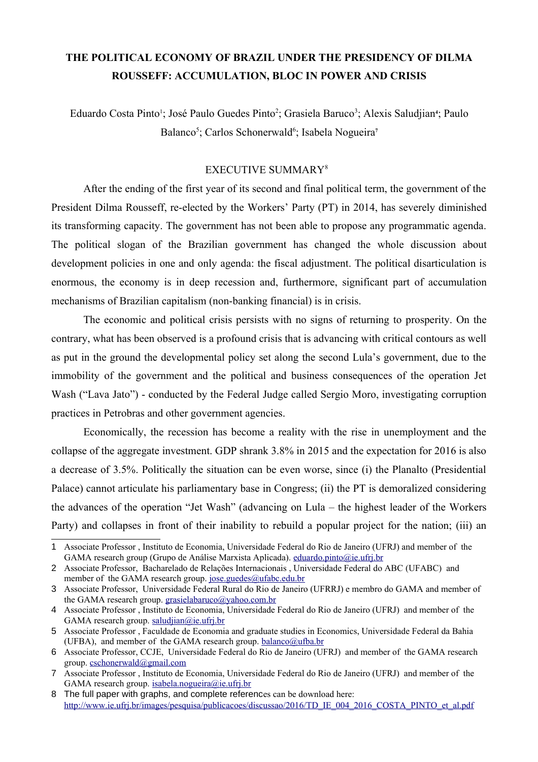# THE POLITICAL ECONOMY OF BRAZIL UNDER THE PRESIDENCY OF DILMA ROUSSEFF: ACCUMULATION, BLOC IN POWER AND CRISIS

Eduardo Costa Pinto[1]; José Paulo Guedes Pinto[2]; Grasiela Baruco[3]; Alexis Saludjian[4]; Paulo Balanco[5]; Carlos Schonerwald[6]; Isabela Nogueira[7]

## EXECUTIVE SUMMARY[8]

After the ending of the first year of its second and final political term, the government of the President Dilma Rousseff, re-elected by the Workers' Party (PT) in 2014, has severely diminished its transforming capacity. The government has not been able to propose any programmatic agenda. The political slogan of the Brazilian government has changed the whole discussion about development policies in one and only agenda: the fiscal adjustment. The political disarticulation is enormous, the economy is in deep recession and, furthermore, significant part of accumulation mechanisms of Brazilian capitalism (non-banking financial) is in crisis.

The economic and political crisis persists with no signs of returning to prosperity. On the contrary, what has been observed is a profound crisis that is advancing with critical contours as well as put in the ground the developmental policy set along the second Lula's government, due to the immobility of the government and the political and business consequences of the operation Jet Wash ("Lava Jato") - conducted by the Federal Judge called Sergio Moro, investigating corruption practices in Petrobras and other government agencies.

Economically, the recession has become a reality with the rise in unemployment and the collapse of the aggregate investment. GDP shrank 3.8% in 2015 and the expectation for 2016 is also a decrease of 3.5%. Politically the situation can be even worse, since (i) the Planalto (Presidential Palace) cannot articulate his parliamentary base in Congress; (ii) the PT is demoralized considering the advances of the operation "Jet Wash" (advancing on Lula – the highest leader of the Workers Party) and collapses in front of their inability to rebuild a popular project for the nation; (iii) an

---

1 Associate Professor , Instituto de Economia, Universidade Federal do Rio de Janeiro (UFRJ) and member of the GAMA research group (Grupo de Análise Marxista Aplicada). eduardo.pinto@ie.ufrj.br

2 Associate Professor, Bacharelado de Relações Internacionais , Universidade Federal do ABC (UFABC) and member of the GAMA research group. jose.guedes@ufabc.edu.br

3 Associate Professor, Universidade Federal Rural do Rio de Janeiro (UFRRJ) e membro do GAMA and member of the GAMA research group. grasielabaruco@yahoo.com.br

4 Associate Professor , Instituto de Economia, Universidade Federal do Rio de Janeiro (UFRJ) and member of the GAMA research group. saludjian@ie.ufrj.br

5 Associate Professor , Faculdade de Economia and graduate studies in Economics, Universidade Federal da Bahia (UFBA), and member of the GAMA research group. balanco@ufba.br

6 Associate Professor, CCJE, Universidade Federal do Rio de Janeiro (UFRJ) and member of the GAMA research group. cschonerwald@gmail.com

7 Associate Professor , Instituto de Economia, Universidade Federal do Rio de Janeiro (UFRJ) and member of the GAMA research group. isabela.nogueira@ie.ufrj.br

8 The full paper with graphs, and complete references can be download here: http://www.ie.ufrj.br/images/pesquisa/publicacoes/discussao/2016/TD_IE_004_2016_COSTA_PINTO_et_al.pdf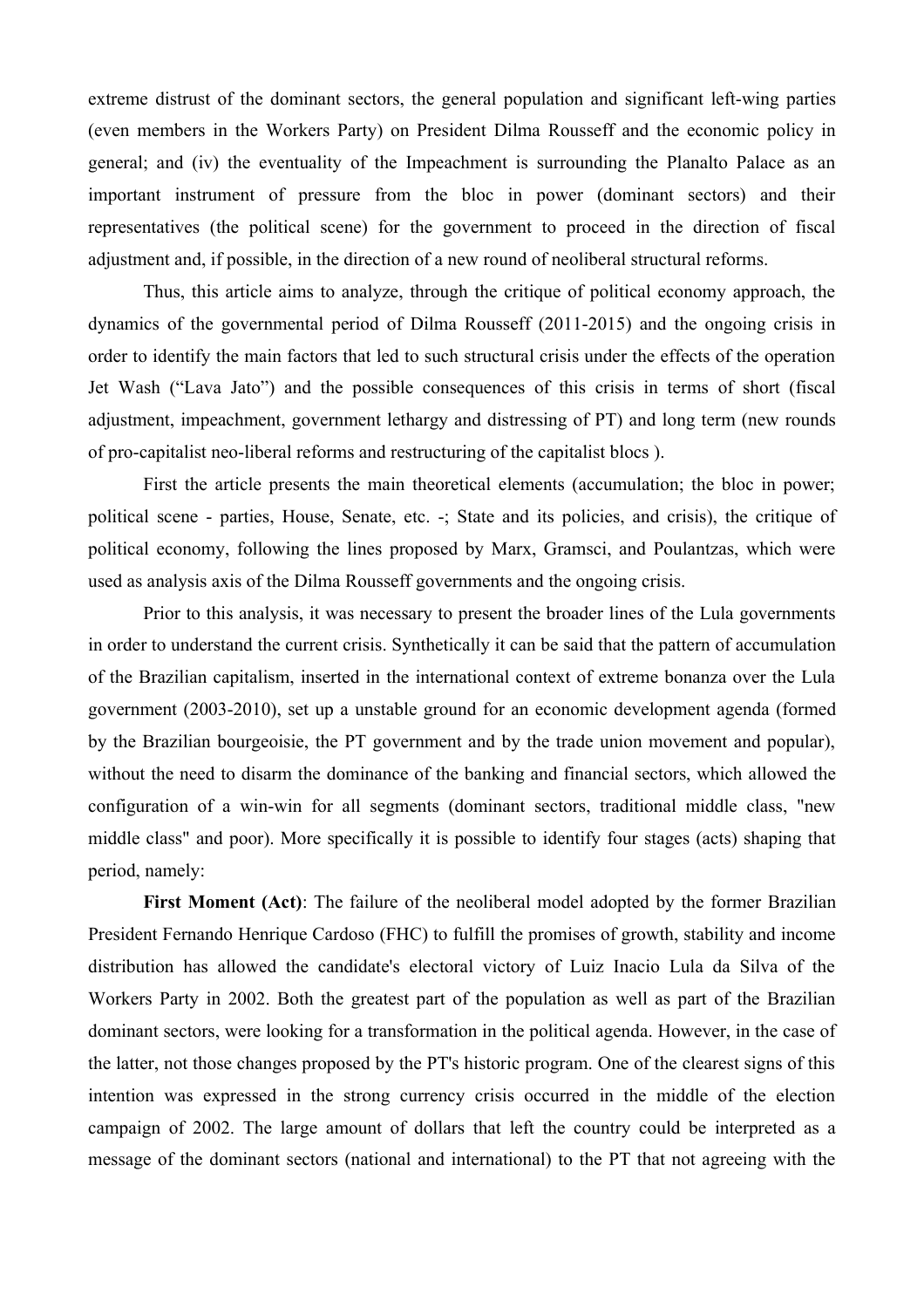extreme distrust of the dominant sectors, the general population and significant left-wing parties (even members in the Workers Party) on President Dilma Rousseff and the economic policy in general; and (iv) the eventuality of the Impeachment is surrounding the Planalto Palace as an important instrument of pressure from the bloc in power (dominant sectors) and their representatives (the political scene) for the government to proceed in the direction of fiscal adjustment and, if possible, in the direction of a new round of neoliberal structural reforms.

Thus, this article aims to analyze, through the critique of political economy approach, the dynamics of the governmental period of Dilma Rousseff (2011-2015) and the ongoing crisis in order to identify the main factors that led to such structural crisis under the effects of the operation Jet Wash ("Lava Jato") and the possible consequences of this crisis in terms of short (fiscal adjustment, impeachment, government lethargy and distressing of PT) and long term (new rounds of pro-capitalist neo-liberal reforms and restructuring of the capitalist blocs ).

First the article presents the main theoretical elements (accumulation; the bloc in power; political scene - parties, House, Senate, etc. -; State and its policies, and crisis), the critique of political economy, following the lines proposed by Marx, Gramsci, and Poulantzas, which were used as analysis axis of the Dilma Rousseff governments and the ongoing crisis.

Prior to this analysis, it was necessary to present the broader lines of the Lula governments in order to understand the current crisis. Synthetically it can be said that the pattern of accumulation of the Brazilian capitalism, inserted in the international context of extreme bonanza over the Lula government (2003-2010), set up a unstable ground for an economic development agenda (formed by the Brazilian bourgeoisie, the PT government and by the trade union movement and popular), without the need to disarm the dominance of the banking and financial sectors, which allowed the configuration of a win-win for all segments (dominant sectors, traditional middle class, "new middle class" and poor). More specifically it is possible to identify four stages (acts) shaping that period, namely:

**First Moment (Act)**: The failure of the neoliberal model adopted by the former Brazilian President Fernando Henrique Cardoso (FHC) to fulfill the promises of growth, stability and income distribution has allowed the candidate's electoral victory of Luiz Inacio Lula da Silva of the Workers Party in 2002. Both the greatest part of the population as well as part of the Brazilian dominant sectors, were looking for a transformation in the political agenda. However, in the case of the latter, not those changes proposed by the PT's historic program. One of the clearest signs of this intention was expressed in the strong currency crisis occurred in the middle of the election campaign of 2002. The large amount of dollars that left the country could be interpreted as a message of the dominant sectors (national and international) to the PT that not agreeing with the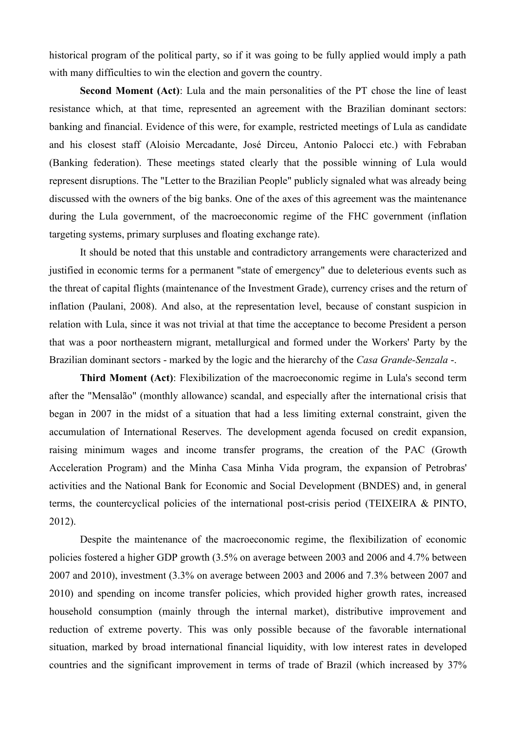historical program of the political party, so if it was going to be fully applied would imply a path with many difficulties to win the election and govern the country.

**Second Moment (Act)**: Lula and the main personalities of the PT chose the line of least resistance which, at that time, represented an agreement with the Brazilian dominant sectors: banking and financial. Evidence of this were, for example, restricted meetings of Lula as candidate and his closest staff (Aloisio Mercadante, José Dirceu, Antonio Palocci etc.) with Febraban (Banking federation). These meetings stated clearly that the possible winning of Lula would represent disruptions. The "Letter to the Brazilian People" publicly signaled what was already being discussed with the owners of the big banks. One of the axes of this agreement was the maintenance during the Lula government, of the macroeconomic regime of the FHC government (inflation targeting systems, primary surpluses and floating exchange rate).

It should be noted that this unstable and contradictory arrangements were characterized and justified in economic terms for a permanent "state of emergency" due to deleterious events such as the threat of capital flights (maintenance of the Investment Grade), currency crises and the return of inflation (Paulani, 2008). And also, at the representation level, because of constant suspicion in relation with Lula, since it was not trivial at that time the acceptance to become President a person that was a poor northeastern migrant, metallurgical and formed under the Workers' Party by the Brazilian dominant sectors - marked by the logic and the hierarchy of the *Casa Grande-Senzala* -.

**Third Moment (Act)**: Flexibilization of the macroeconomic regime in Lula's second term after the "Mensalão" (monthly allowance) scandal, and especially after the international crisis that began in 2007 in the midst of a situation that had a less limiting external constraint, given the accumulation of International Reserves. The development agenda focused on credit expansion, raising minimum wages and income transfer programs, the creation of the PAC (Growth Acceleration Program) and the Minha Casa Minha Vida program, the expansion of Petrobras' activities and the National Bank for Economic and Social Development (BNDES) and, in general terms, the countercyclical policies of the international post-crisis period (TEIXEIRA & PINTO, 2012).

Despite the maintenance of the macroeconomic regime, the flexibilization of economic policies fostered a higher GDP growth (3.5% on average between 2003 and 2006 and 4.7% between 2007 and 2010), investment (3.3% on average between 2003 and 2006 and 7.3% between 2007 and 2010) and spending on income transfer policies, which provided higher growth rates, increased household consumption (mainly through the internal market), distributive improvement and reduction of extreme poverty. This was only possible because of the favorable international situation, marked by broad international financial liquidity, with low interest rates in developed countries and the significant improvement in terms of trade of Brazil (which increased by 37%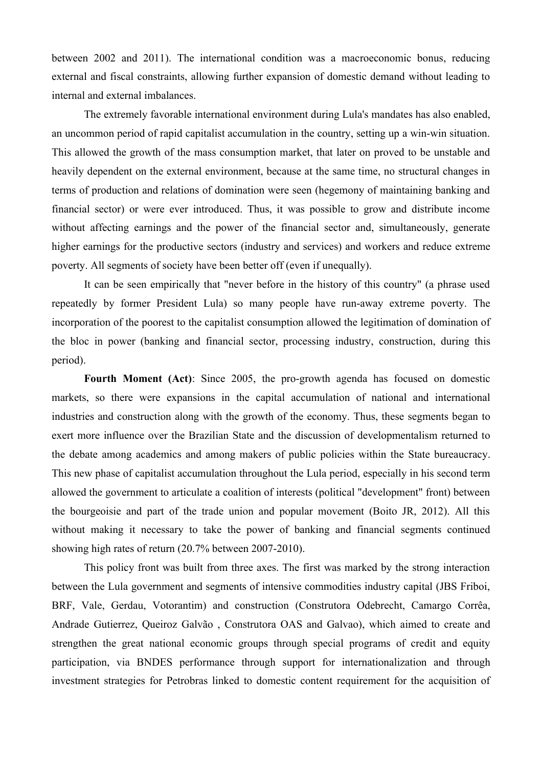between 2002 and 2011). The international condition was a macroeconomic bonus, reducing external and fiscal constraints, allowing further expansion of domestic demand without leading to internal and external imbalances.

The extremely favorable international environment during Lula's mandates has also enabled, an uncommon period of rapid capitalist accumulation in the country, setting up a win-win situation. This allowed the growth of the mass consumption market, that later on proved to be unstable and heavily dependent on the external environment, because at the same time, no structural changes in terms of production and relations of domination were seen (hegemony of maintaining banking and financial sector) or were ever introduced. Thus, it was possible to grow and distribute income without affecting earnings and the power of the financial sector and, simultaneously, generate higher earnings for the productive sectors (industry and services) and workers and reduce extreme poverty. All segments of society have been better off (even if unequally).

It can be seen empirically that "never before in the history of this country" (a phrase used repeatedly by former President Lula) so many people have run-away extreme poverty. The incorporation of the poorest to the capitalist consumption allowed the legitimation of domination of the bloc in power (banking and financial sector, processing industry, construction, during this period).

**Fourth Moment (Act)**: Since 2005, the pro-growth agenda has focused on domestic markets, so there were expansions in the capital accumulation of national and international industries and construction along with the growth of the economy. Thus, these segments began to exert more influence over the Brazilian State and the discussion of developmentalism returned to the debate among academics and among makers of public policies within the State bureaucracy. This new phase of capitalist accumulation throughout the Lula period, especially in his second term allowed the government to articulate a coalition of interests (political "development" front) between the bourgeoisie and part of the trade union and popular movement (Boito JR, 2012). All this without making it necessary to take the power of banking and financial segments continued showing high rates of return (20.7% between 2007-2010).

This policy front was built from three axes. The first was marked by the strong interaction between the Lula government and segments of intensive commodities industry capital (JBS Friboi, BRF, Vale, Gerdau, Votorantim) and construction (Construtora Odebrecht, Camargo Corrêa, Andrade Gutierrez, Queiroz Galvão , Construtora OAS and Galvao), which aimed to create and strengthen the great national economic groups through special programs of credit and equity participation, via BNDES performance through support for internationalization and through investment strategies for Petrobras linked to domestic content requirement for the acquisition of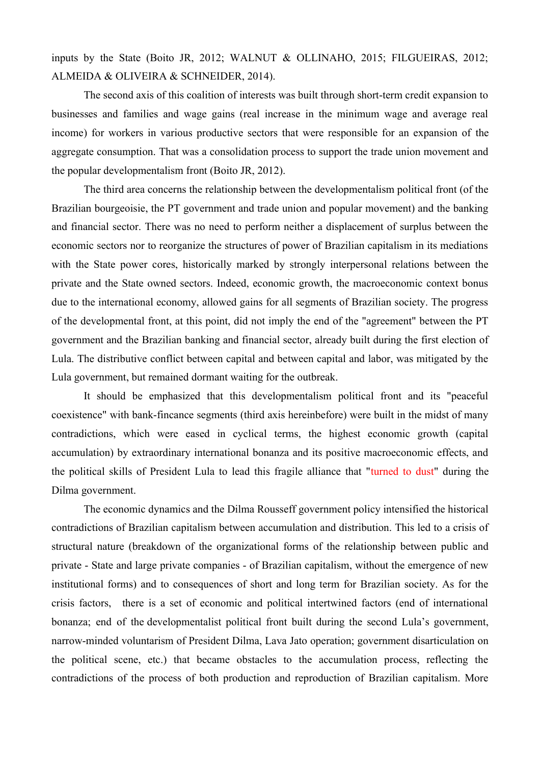inputs by the State (Boito JR, 2012; WALNUT & OLLINAHO, 2015; FILGUEIRAS, 2012; ALMEIDA & OLIVEIRA & SCHNEIDER, 2014).

The second axis of this coalition of interests was built through short-term credit expansion to businesses and families and wage gains (real increase in the minimum wage and average real income) for workers in various productive sectors that were responsible for an expansion of the aggregate consumption. That was a consolidation process to support the trade union movement and the popular developmentalism front (Boito JR, 2012).

The third area concerns the relationship between the developmentalism political front (of the Brazilian bourgeoisie, the PT government and trade union and popular movement) and the banking and financial sector. There was no need to perform neither a displacement of surplus between the economic sectors nor to reorganize the structures of power of Brazilian capitalism in its mediations with the State power cores, historically marked by strongly interpersonal relations between the private and the State owned sectors. Indeed, economic growth, the macroeconomic context bonus due to the international economy, allowed gains for all segments of Brazilian society. The progress of the developmental front, at this point, did not imply the end of the "agreement" between the PT government and the Brazilian banking and financial sector, already built during the first election of Lula. The distributive conflict between capital and between capital and labor, was mitigated by the Lula government, but remained dormant waiting for the outbreak.

It should be emphasized that this developmentalism political front and its "peaceful coexistence" with bank-fincance segments (third axis hereinbefore) were built in the midst of many contradictions, which were eased in cyclical terms, the highest economic growth (capital accumulation) by extraordinary international bonanza and its positive macroeconomic effects, and the political skills of President Lula to lead this fragile alliance that "turned to dust" during the Dilma government.

The economic dynamics and the Dilma Rousseff government policy intensified the historical contradictions of Brazilian capitalism between accumulation and distribution. This led to a crisis of structural nature (breakdown of the organizational forms of the relationship between public and private - State and large private companies - of Brazilian capitalism, without the emergence of new institutional forms) and to consequences of short and long term for Brazilian society. As for the crisis factors, there is a set of economic and political intertwined factors (end of international bonanza; end of the developmentalist political front built during the second Lula's government, narrow-minded voluntarism of President Dilma, Lava Jato operation; government disarticulation on the political scene, etc.) that became obstacles to the accumulation process, reflecting the contradictions of the process of both production and reproduction of Brazilian capitalism. More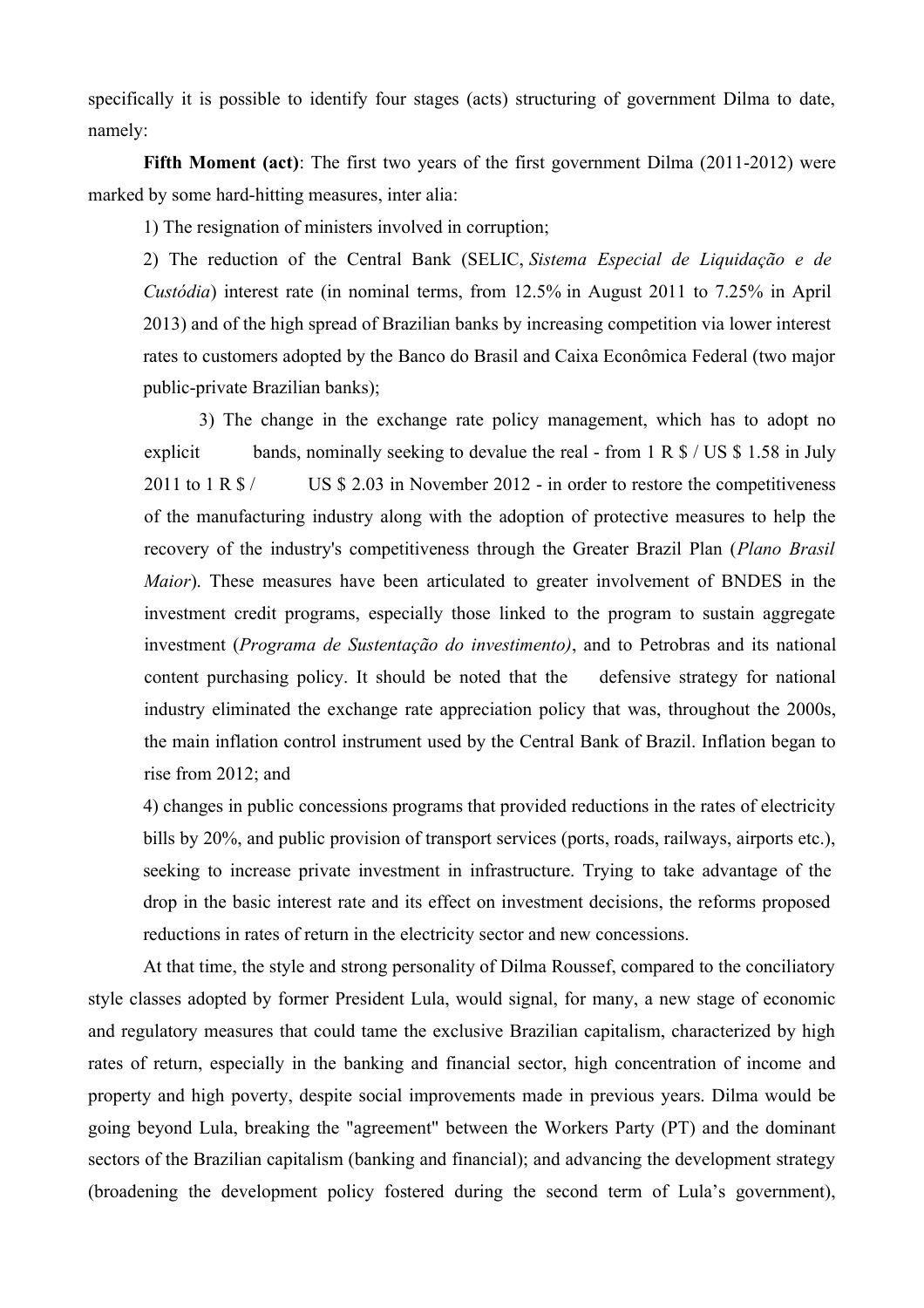specifically it is possible to identify four stages (acts) structuring of government Dilma to date, namely:

**Fifth Moment (act)**: The first two years of the first government Dilma (2011-2012) were marked by some hard-hitting measures, inter alia:

1) The resignation of ministers involved in corruption;

2) The reduction of the Central Bank (SELIC, *Sistema Especial de Liquidação e de Custódia*) interest rate (in nominal terms, from 12.5% in August 2011 to 7.25% in April 2013) and of the high spread of Brazilian banks by increasing competition via lower interest rates to customers adopted by the Banco do Brasil and Caixa Econômica Federal (two major public-private Brazilian banks);

3) The change in the exchange rate policy management, which has to adopt no explicit bands, nominally seeking to devalue the real - from 1 R $ / US $ 1.58 in July 2011 to 1 R $ / US $ 2.03 in November 2012 - in order to restore the competitiveness of the manufacturing industry along with the adoption of protective measures to help the recovery of the industry's competitiveness through the Greater Brazil Plan (*Plano Brasil Maior*). These measures have been articulated to greater involvement of BNDES in the investment credit programs, especially those linked to the program to sustain aggregate investment (*Programa de Sustentação do investimento)*, and to Petrobras and its national content purchasing policy. It should be noted that the defensive strategy for national industry eliminated the exchange rate appreciation policy that was, throughout the 2000s, the main inflation control instrument used by the Central Bank of Brazil. Inflation began to rise from 2012; and

4) changes in public concessions programs that provided reductions in the rates of electricity bills by 20%, and public provision of transport services (ports, roads, railways, airports etc.), seeking to increase private investment in infrastructure. Trying to take advantage of the drop in the basic interest rate and its effect on investment decisions, the reforms proposed reductions in rates of return in the electricity sector and new concessions.

At that time, the style and strong personality of Dilma Roussef, compared to the conciliatory style classes adopted by former President Lula, would signal, for many, a new stage of economic and regulatory measures that could tame the exclusive Brazilian capitalism, characterized by high rates of return, especially in the banking and financial sector, high concentration of income and property and high poverty, despite social improvements made in previous years. Dilma would be going beyond Lula, breaking the "agreement" between the Workers Party (PT) and the dominant sectors of the Brazilian capitalism (banking and financial); and advancing the development strategy (broadening the development policy fostered during the second term of Lula's government),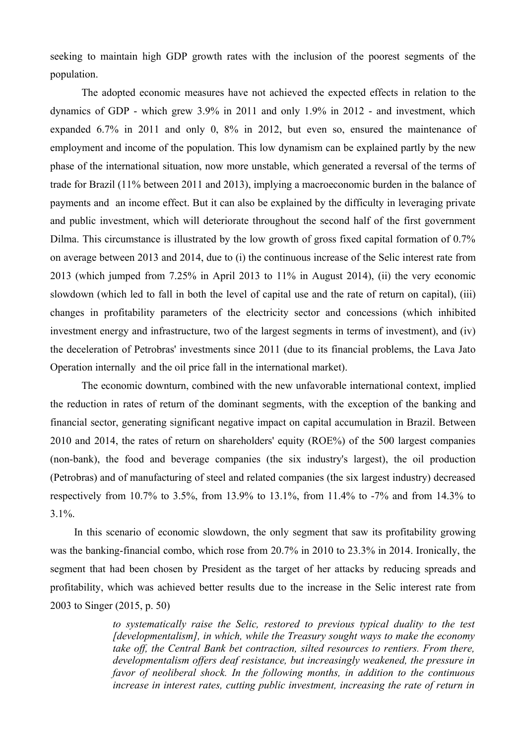seeking to maintain high GDP growth rates with the inclusion of the poorest segments of the population.

The adopted economic measures have not achieved the expected effects in relation to the dynamics of GDP - which grew 3.9% in 2011 and only 1.9% in 2012 - and investment, which expanded 6.7% in 2011 and only 0, 8% in 2012, but even so, ensured the maintenance of employment and income of the population. This low dynamism can be explained partly by the new phase of the international situation, now more unstable, which generated a reversal of the terms of trade for Brazil (11% between 2011 and 2013), implying a macroeconomic burden in the balance of payments and an income effect. But it can also be explained by the difficulty in leveraging private and public investment, which will deteriorate throughout the second half of the first government Dilma. This circumstance is illustrated by the low growth of gross fixed capital formation of 0.7% on average between 2013 and 2014, due to (i) the continuous increase of the Selic interest rate from 2013 (which jumped from 7.25% in April 2013 to 11% in August 2014), (ii) the very economic slowdown (which led to fall in both the level of capital use and the rate of return on capital), (iii) changes in profitability parameters of the electricity sector and concessions (which inhibited investment energy and infrastructure, two of the largest segments in terms of investment), and (iv) the deceleration of Petrobras' investments since 2011 (due to its financial problems, the Lava Jato Operation internally and the oil price fall in the international market).

The economic downturn, combined with the new unfavorable international context, implied the reduction in rates of return of the dominant segments, with the exception of the banking and financial sector, generating significant negative impact on capital accumulation in Brazil. Between 2010 and 2014, the rates of return on shareholders' equity (ROE%) of the 500 largest companies (non-bank), the food and beverage companies (the six industry's largest), the oil production (Petrobras) and of manufacturing of steel and related companies (the six largest industry) decreased respectively from 10.7% to 3.5%, from 13.9% to 13.1%, from 11.4% to -7% and from 14.3% to 3.1%.

In this scenario of economic slowdown, the only segment that saw its profitability growing was the banking-financial combo, which rose from 20.7% in 2010 to 23.3% in 2014. Ironically, the segment that had been chosen by President as the target of her attacks by reducing spreads and profitability, which was achieved better results due to the increase in the Selic interest rate from 2003 to Singer (2015, p. 50)

> *to systematically raise the Selic, restored to previous typical duality to the test [developmentalism], in which, while the Treasury sought ways to make the economy take off, the Central Bank bet contraction, silted resources to rentiers. From there, developmentalism offers deaf resistance, but increasingly weakened, the pressure in favor of neoliberal shock. In the following months, in addition to the continuous increase in interest rates, cutting public investment, increasing the rate of return in*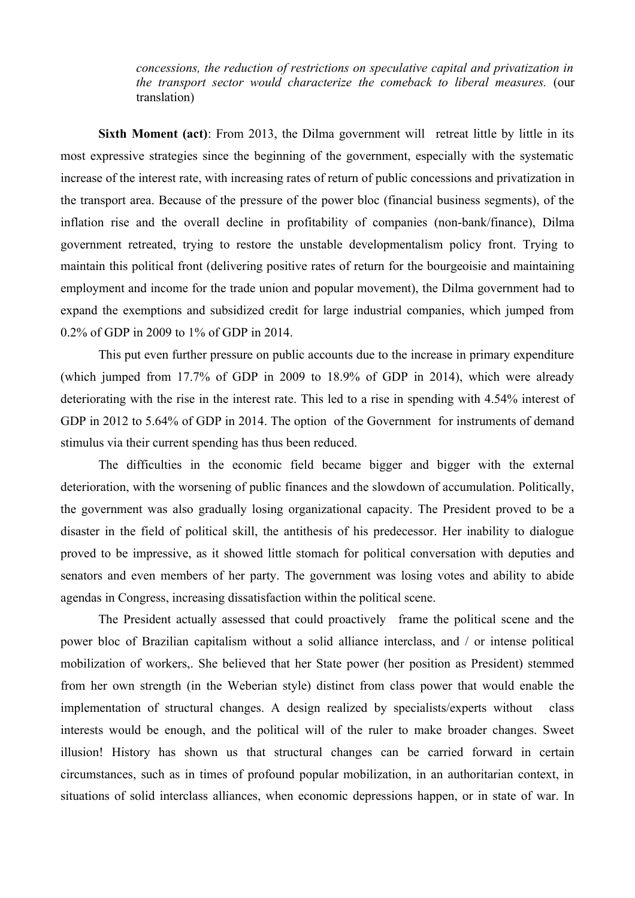> *concessions, the reduction of restrictions on speculative capital and privatization in the transport sector would characterize the comeback to liberal measures.* (our translation)

**Sixth Moment (act)**: From 2013, the Dilma government will retreat little by little in its most expressive strategies since the beginning of the government, especially with the systematic increase of the interest rate, with increasing rates of return of public concessions and privatization in the transport area. Because of the pressure of the power bloc (financial business segments), of the inflation rise and the overall decline in profitability of companies (non-bank/finance), Dilma government retreated, trying to restore the unstable developmentalism policy front. Trying to maintain this political front (delivering positive rates of return for the bourgeoisie and maintaining employment and income for the trade union and popular movement), the Dilma government had to expand the exemptions and subsidized credit for large industrial companies, which jumped from 0.2% of GDP in 2009 to 1% of GDP in 2014.

This put even further pressure on public accounts due to the increase in primary expenditure (which jumped from 17.7% of GDP in 2009 to 18.9% of GDP in 2014), which were already deteriorating with the rise in the interest rate. This led to a rise in spending with 4.54% interest of GDP in 2012 to 5.64% of GDP in 2014. The option of the Government for instruments of demand stimulus via their current spending has thus been reduced.

The difficulties in the economic field became bigger and bigger with the external deterioration, with the worsening of public finances and the slowdown of accumulation. Politically, the government was also gradually losing organizational capacity. The President proved to be a disaster in the field of political skill, the antithesis of his predecessor. Her inability to dialogue proved to be impressive, as it showed little stomach for political conversation with deputies and senators and even members of her party. The government was losing votes and ability to abide agendas in Congress, increasing dissatisfaction within the political scene.

The President actually assessed that could proactively frame the political scene and the power bloc of Brazilian capitalism without a solid alliance interclass, and / or intense political mobilization of workers,. She believed that her State power (her position as President) stemmed from her own strength (in the Weberian style) distinct from class power that would enable the implementation of structural changes. A design realized by specialists/experts without class interests would be enough, and the political will of the ruler to make broader changes. Sweet illusion! History has shown us that structural changes can be carried forward in certain circumstances, such as in times of profound popular mobilization, in an authoritarian context, in situations of solid interclass alliances, when economic depressions happen, or in state of war. In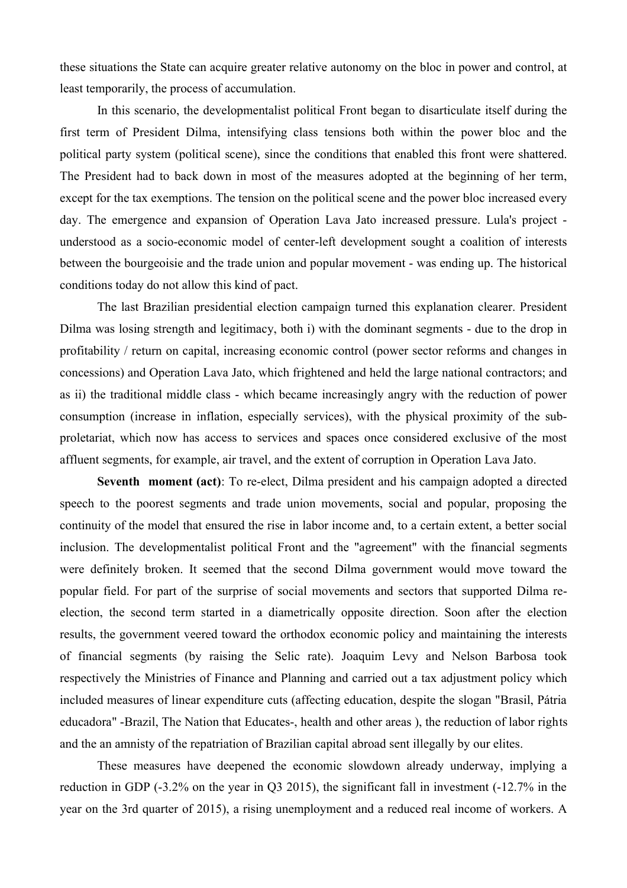these situations the State can acquire greater relative autonomy on the bloc in power and control, at least temporarily, the process of accumulation.

In this scenario, the developmentalist political Front began to disarticulate itself during the first term of President Dilma, intensifying class tensions both within the power bloc and the political party system (political scene), since the conditions that enabled this front were shattered. The President had to back down in most of the measures adopted at the beginning of her term, except for the tax exemptions. The tension on the political scene and the power bloc increased every day. The emergence and expansion of Operation Lava Jato increased pressure. Lula's project - understood as a socio-economic model of center-left development sought a coalition of interests between the bourgeoisie and the trade union and popular movement - was ending up. The historical conditions today do not allow this kind of pact.

The last Brazilian presidential election campaign turned this explanation clearer. President Dilma was losing strength and legitimacy, both i) with the dominant segments - due to the drop in profitability / return on capital, increasing economic control (power sector reforms and changes in concessions) and Operation Lava Jato, which frightened and held the large national contractors; and as ii) the traditional middle class - which became increasingly angry with the reduction of power consumption (increase in inflation, especially services), with the physical proximity of the sub-proletariat, which now has access to services and spaces once considered exclusive of the most affluent segments, for example, air travel, and the extent of corruption in Operation Lava Jato.

**Seventh moment (act)**: To re-elect, Dilma president and his campaign adopted a directed speech to the poorest segments and trade union movements, social and popular, proposing the continuity of the model that ensured the rise in labor income and, to a certain extent, a better social inclusion. The developmentalist political Front and the "agreement" with the financial segments were definitely broken. It seemed that the second Dilma government would move toward the popular field. For part of the surprise of social movements and sectors that supported Dilma re-election, the second term started in a diametrically opposite direction. Soon after the election results, the government veered toward the orthodox economic policy and maintaining the interests of financial segments (by raising the Selic rate). Joaquim Levy and Nelson Barbosa took respectively the Ministries of Finance and Planning and carried out a tax adjustment policy which included measures of linear expenditure cuts (affecting education, despite the slogan "Brasil, Pátria educadora" -Brazil, The Nation that Educates-, health and other areas ), the reduction of labor rights and the an amnisty of the repatriation of Brazilian capital abroad sent illegally by our elites.

These measures have deepened the economic slowdown already underway, implying a reduction in GDP (-3.2% on the year in Q3 2015), the significant fall in investment (-12.7% in the year on the 3rd quarter of 2015), a rising unemployment and a reduced real income of workers. A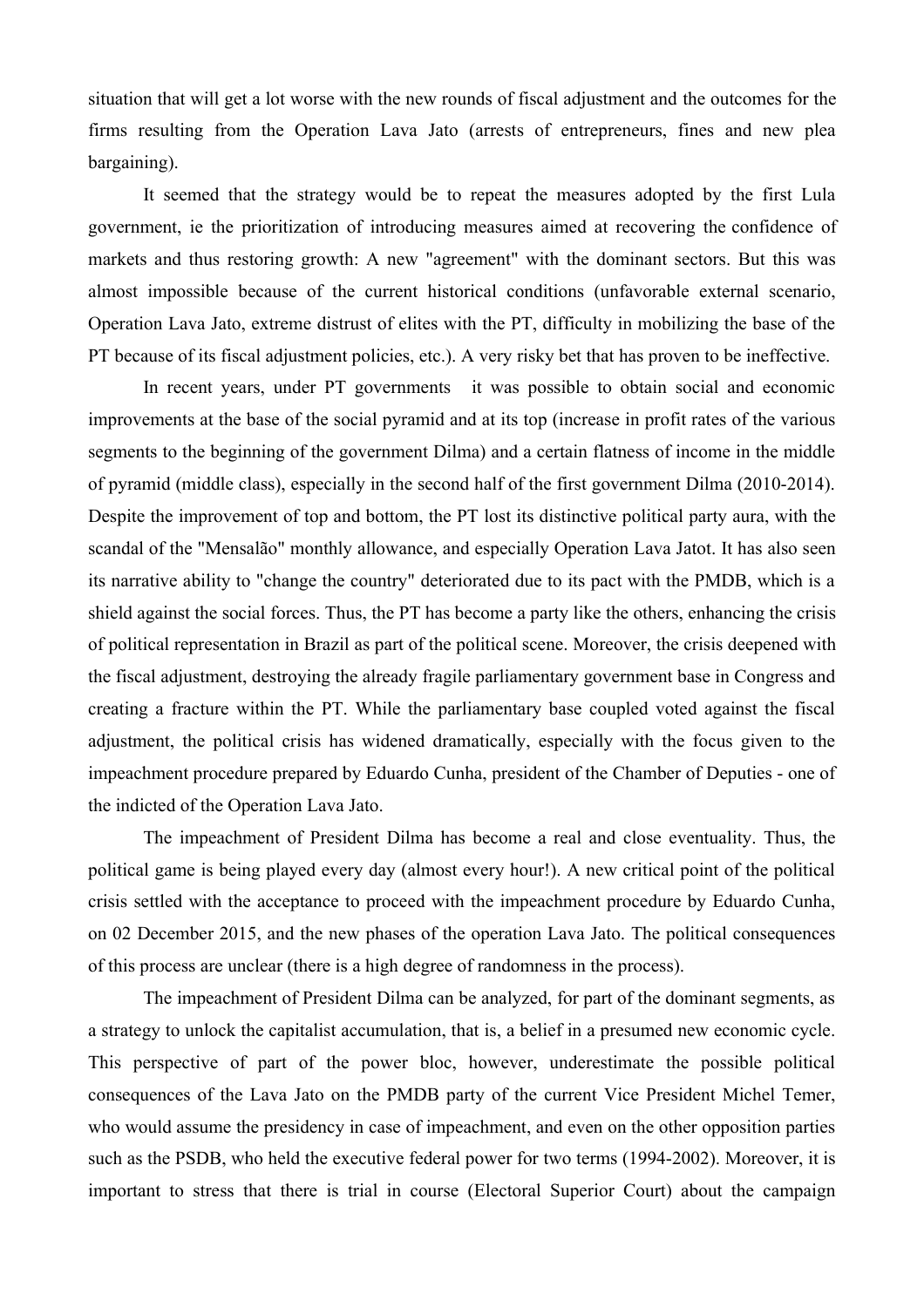situation that will get a lot worse with the new rounds of fiscal adjustment and the outcomes for the firms resulting from the Operation Lava Jato (arrests of entrepreneurs, fines and new plea bargaining).

It seemed that the strategy would be to repeat the measures adopted by the first Lula government, ie the prioritization of introducing measures aimed at recovering the confidence of markets and thus restoring growth: A new "agreement" with the dominant sectors. But this was almost impossible because of the current historical conditions (unfavorable external scenario, Operation Lava Jato, extreme distrust of elites with the PT, difficulty in mobilizing the base of the PT because of its fiscal adjustment policies, etc.). A very risky bet that has proven to be ineffective.

In recent years, under PT governments  it was possible to obtain social and economic improvements at the base of the social pyramid and at its top (increase in profit rates of the various segments to the beginning of the government Dilma) and a certain flatness of income in the middle of pyramid (middle class), especially in the second half of the first government Dilma (2010-2014). Despite the improvement of top and bottom, the PT lost its distinctive political party aura, with the scandal of the "Mensalão" monthly allowance, and especially Operation Lava Jatot. It has also seen its narrative ability to "change the country" deteriorated due to its pact with the PMDB, which is a shield against the social forces. Thus, the PT has become a party like the others, enhancing the crisis of political representation in Brazil as part of the political scene. Moreover, the crisis deepened with the fiscal adjustment, destroying the already fragile parliamentary government base in Congress and creating a fracture within the PT. While the parliamentary base coupled voted against the fiscal adjustment, the political crisis has widened dramatically, especially with the focus given to the impeachment procedure prepared by Eduardo Cunha, president of the Chamber of Deputies - one of the indicted of the Operation Lava Jato.

The impeachment of President Dilma has become a real and close eventuality. Thus, the political game is being played every day (almost every hour!). A new critical point of the political crisis settled with the acceptance to proceed with the impeachment procedure by Eduardo Cunha, on 02 December 2015, and the new phases of the operation Lava Jato. The political consequences of this process are unclear (there is a high degree of randomness in the process).

The impeachment of President Dilma can be analyzed, for part of the dominant segments, as a strategy to unlock the capitalist accumulation, that is, a belief in a presumed new economic cycle. This perspective of part of the power bloc, however, underestimate the possible political consequences of the Lava Jato on the PMDB party of the current Vice President Michel Temer, who would assume the presidency in case of impeachment, and even on the other opposition parties such as the PSDB, who held the executive federal power for two terms (1994-2002). Moreover, it is important to stress that there is trial in course (Electoral Superior Court) about the campaign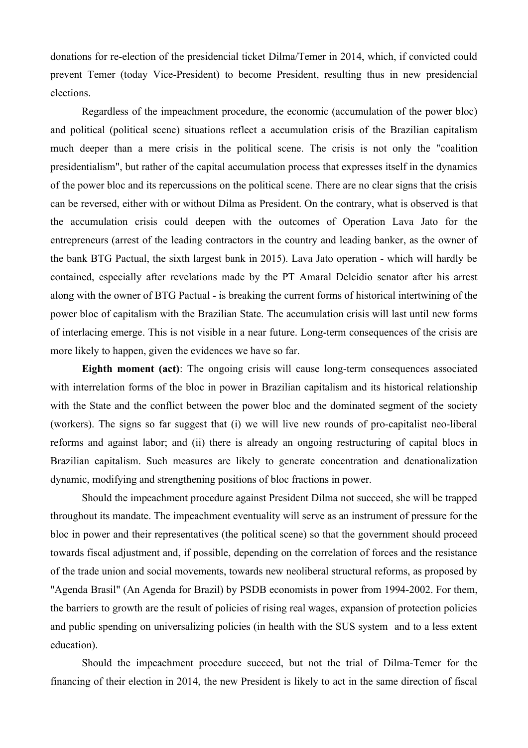donations for re-election of the presidencial ticket Dilma/Temer in 2014, which, if convicted could prevent Temer (today Vice-President) to become President, resulting thus in new presidencial elections.

Regardless of the impeachment procedure, the economic (accumulation of the power bloc) and political (political scene) situations reflect a accumulation crisis of the Brazilian capitalism much deeper than a mere crisis in the political scene. The crisis is not only the "coalition presidentialism", but rather of the capital accumulation process that expresses itself in the dynamics of the power bloc and its repercussions on the political scene. There are no clear signs that the crisis can be reversed, either with or without Dilma as President. On the contrary, what is observed is that the accumulation crisis could deepen with the outcomes of Operation Lava Jato for the entrepreneurs (arrest of the leading contractors in the country and leading banker, as the owner of the bank BTG Pactual, the sixth largest bank in 2015). Lava Jato operation - which will hardly be contained, especially after revelations made by the PT Amaral Delcídio senator after his arrest along with the owner of BTG Pactual - is breaking the current forms of historical intertwining of the power bloc of capitalism with the Brazilian State. The accumulation crisis will last until new forms of interlacing emerge. This is not visible in a near future. Long-term consequences of the crisis are more likely to happen, given the evidences we have so far.

**Eighth moment (act)**: The ongoing crisis will cause long-term consequences associated with interrelation forms of the bloc in power in Brazilian capitalism and its historical relationship with the State and the conflict between the power bloc and the dominated segment of the society (workers). The signs so far suggest that (i) we will live new rounds of pro-capitalist neo-liberal reforms and against labor; and (ii) there is already an ongoing restructuring of capital blocs in Brazilian capitalism. Such measures are likely to generate concentration and denationalization dynamic, modifying and strengthening positions of bloc fractions in power.

Should the impeachment procedure against President Dilma not succeed, she will be trapped throughout its mandate. The impeachment eventuality will serve as an instrument of pressure for the bloc in power and their representatives (the political scene) so that the government should proceed towards fiscal adjustment and, if possible, depending on the correlation of forces and the resistance of the trade union and social movements, towards new neoliberal structural reforms, as proposed by "Agenda Brasil" (An Agenda for Brazil) by PSDB economists in power from 1994-2002. For them, the barriers to growth are the result of policies of rising real wages, expansion of protection policies and public spending on universalizing policies (in health with the SUS system and to a less extent education).

Should the impeachment procedure succeed, but not the trial of Dilma-Temer for the financing of their election in 2014, the new President is likely to act in the same direction of fiscal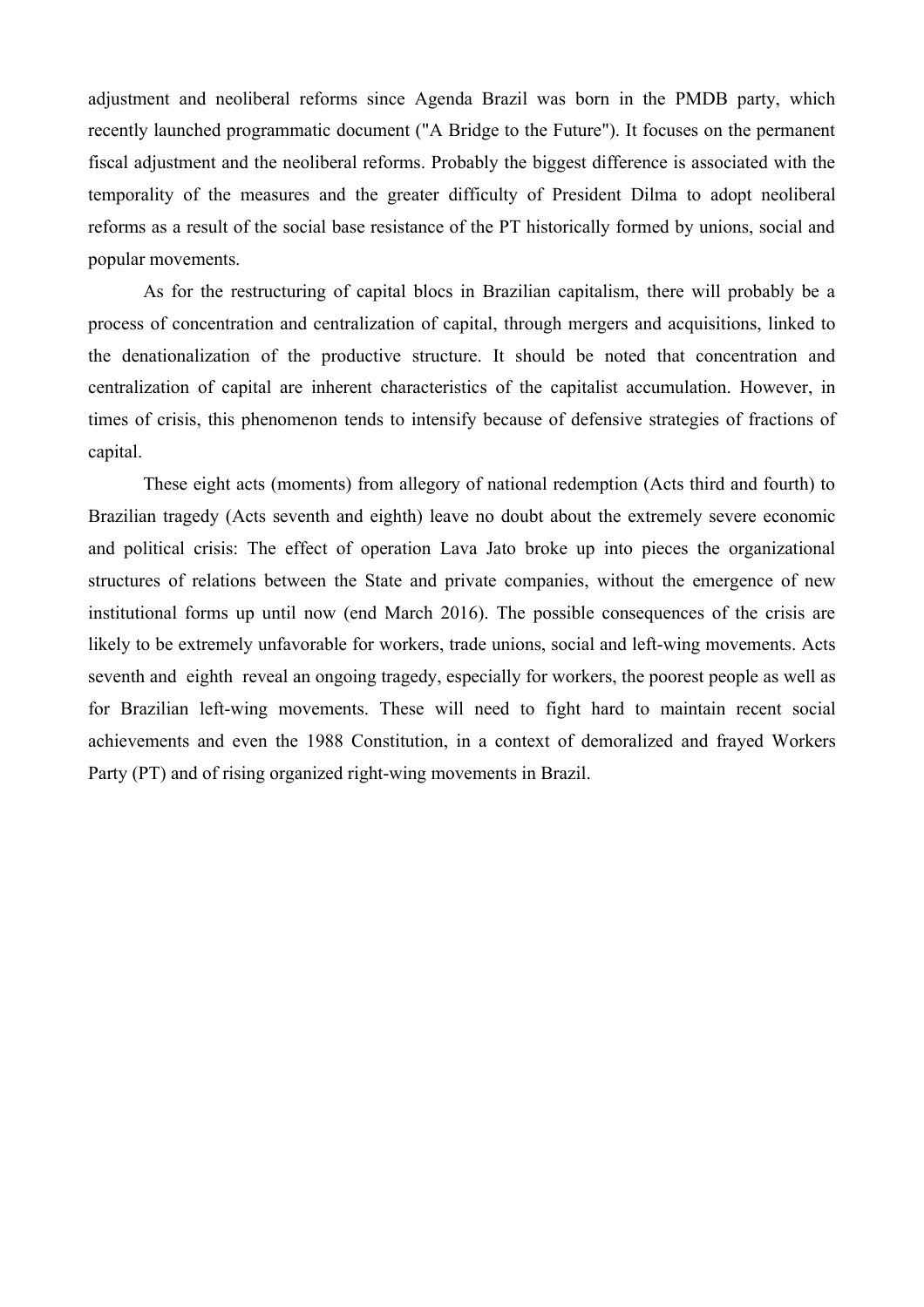adjustment and neoliberal reforms since Agenda Brazil was born in the PMDB party, which recently launched programmatic document ("A Bridge to the Future"). It focuses on the permanent fiscal adjustment and the neoliberal reforms. Probably the biggest difference is associated with the temporality of the measures and the greater difficulty of President Dilma to adopt neoliberal reforms as a result of the social base resistance of the PT historically formed by unions, social and popular movements.

As for the restructuring of capital blocs in Brazilian capitalism, there will probably be a process of concentration and centralization of capital, through mergers and acquisitions, linked to the denationalization of the productive structure. It should be noted that concentration and centralization of capital are inherent characteristics of the capitalist accumulation. However, in times of crisis, this phenomenon tends to intensify because of defensive strategies of fractions of capital.

These eight acts (moments) from allegory of national redemption (Acts third and fourth) to Brazilian tragedy (Acts seventh and eighth) leave no doubt about the extremely severe economic and political crisis: The effect of operation Lava Jato broke up into pieces the organizational structures of relations between the State and private companies, without the emergence of new institutional forms up until now (end March 2016). The possible consequences of the crisis are likely to be extremely unfavorable for workers, trade unions, social and left-wing movements. Acts seventh and eighth reveal an ongoing tragedy, especially for workers, the poorest people as well as for Brazilian left-wing movements. These will need to fight hard to maintain recent social achievements and even the 1988 Constitution, in a context of demoralized and frayed Workers Party (PT) and of rising organized right-wing movements in Brazil.